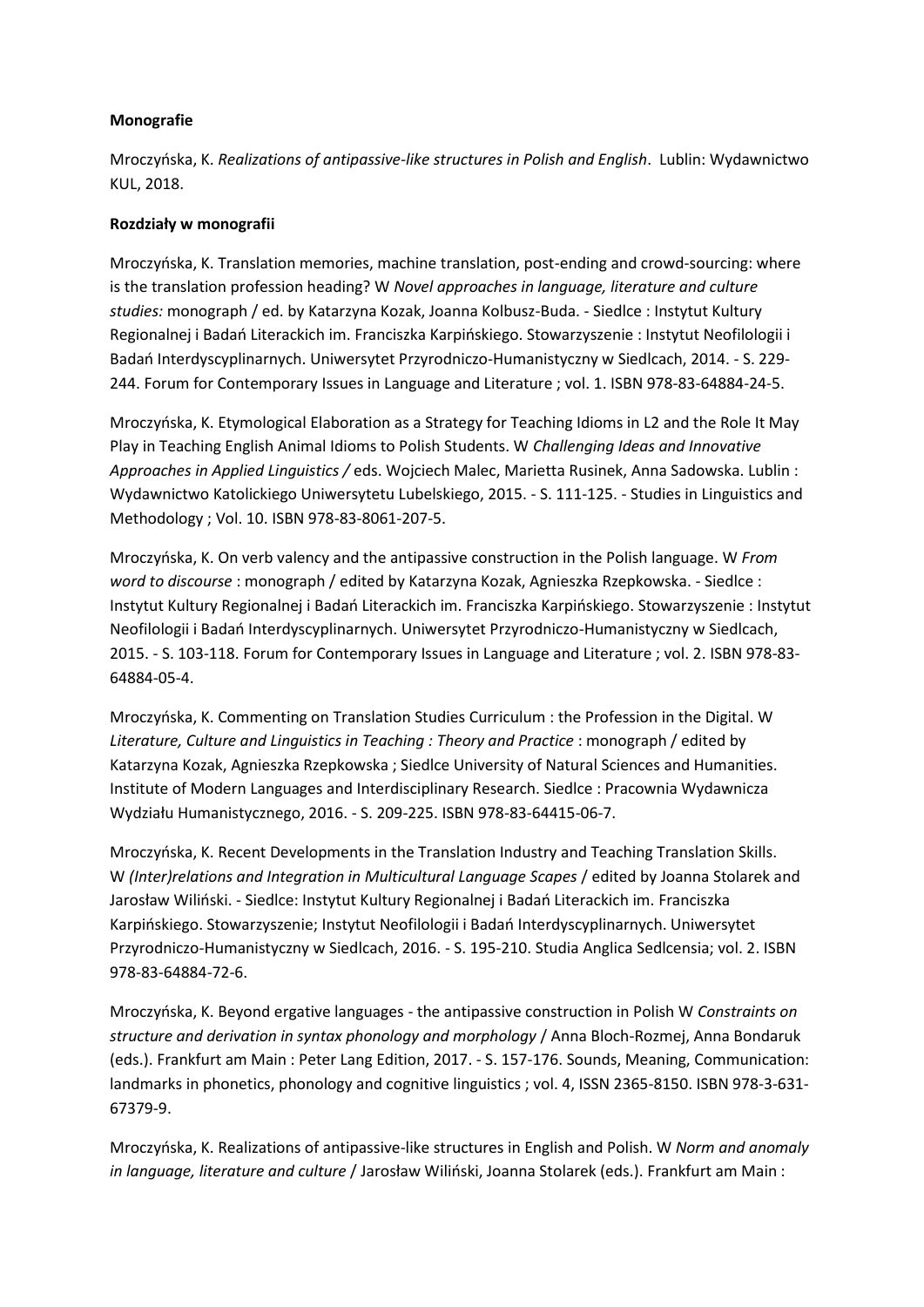**Monografie**

Mroczyńska, K. *Realizations of antipassive-like structures in Polish and English*. Lublin: Wydawnictwo KUL, 2018.

**Rozdziały w monografii**

Mroczyńska, K. Translation memories, machine translation, post-ending and crowd-sourcing: where is the translation profession heading? W *Novel approaches in language, literature and culture studies:* monograph / ed. by Katarzyna Kozak, Joanna Kolbusz-Buda. - Siedlce : Instytut Kultury Regionalnej i Badań Literackich im. Franciszka Karpińskiego. Stowarzyszenie : Instytut Neofilologii i Badań Interdyscyplinarnych. Uniwersytet Przyrodniczo-Humanistyczny w Siedlcach, 2014. - S. 229-244. Forum for Contemporary Issues in Language and Literature ; vol. 1. ISBN 978-83-64884-24-5.

Mroczyńska, K. Etymological Elaboration as a Strategy for Teaching Idioms in L2 and the Role It May Play in Teaching English Animal Idioms to Polish Students. W *Challenging Ideas and Innovative Approaches in Applied Linguistics /* eds. Wojciech Malec, Marietta Rusinek, Anna Sadowska. Lublin : Wydawnictwo Katolickiego Uniwersytetu Lubelskiego, 2015. - S. 111-125. - Studies in Linguistics and Methodology ; Vol. 10. ISBN 978-83-8061-207-5.

Mroczyńska, K. On verb valency and the antipassive construction in the Polish language. W *From word to discourse* : monograph / edited by Katarzyna Kozak, Agnieszka Rzepkowska. - Siedlce : Instytut Kultury Regionalnej i Badań Literackich im. Franciszka Karpińskiego. Stowarzyszenie : Instytut Neofilologii i Badań Interdyscyplinarnych. Uniwersytet Przyrodniczo-Humanistyczny w Siedlcach, 2015. - S. 103-118. Forum for Contemporary Issues in Language and Literature ; vol. 2. ISBN 978-83-64884-05-4.

Mroczyńska, K. Commenting on Translation Studies Curriculum : the Profession in the Digital. W *Literature, Culture and Linguistics in Teaching : Theory and Practice* : monograph / edited by Katarzyna Kozak, Agnieszka Rzepkowska ; Siedlce University of Natural Sciences and Humanities. Institute of Modern Languages and Interdisciplinary Research. Siedlce : Pracownia Wydawnicza Wydziału Humanistycznego, 2016. - S. 209-225. ISBN 978-83-64415-06-7.

Mroczyńska, K. Recent Developments in the Translation Industry and Teaching Translation Skills. W *(Inter)relations and Integration in Multicultural Language Scapes* / edited by Joanna Stolarek and Jarosław Wiliński. - Siedlce: Instytut Kultury Regionalnej i Badań Literackich im. Franciszka Karpińskiego. Stowarzyszenie; Instytut Neofilologii i Badań Interdyscyplinarnych. Uniwersytet Przyrodniczo-Humanistyczny w Siedlcach, 2016. - S. 195-210. Studia Anglica Sedlcensia; vol. 2. ISBN 978-83-64884-72-6.

Mroczyńska, K. Beyond ergative languages - the antipassive construction in Polish W *Constraints on structure and derivation in syntax phonology and morphology* / Anna Bloch-Rozmej, Anna Bondaruk (eds.). Frankfurt am Main : Peter Lang Edition, 2017. - S. 157-176. Sounds, Meaning, Communication: landmarks in phonetics, phonology and cognitive linguistics ; vol. 4, ISSN 2365-8150. ISBN 978-3-631-67379-9.

Mroczyńska, K. Realizations of antipassive-like structures in English and Polish. W *Norm and anomaly in language, literature and culture* / Jarosław Wiliński, Joanna Stolarek (eds.). Frankfurt am Main :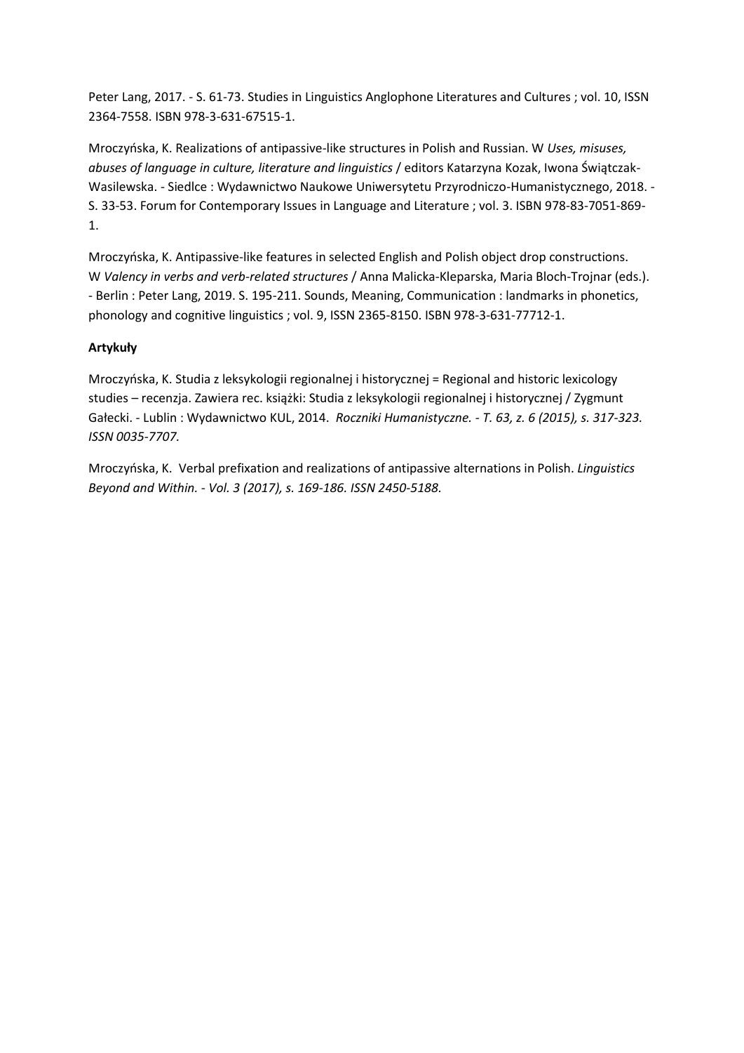Peter Lang, 2017. - S. 61-73. Studies in Linguistics Anglophone Literatures and Cultures ; vol. 10, ISSN 2364-7558. ISBN 978-3-631-67515-1.

Mroczyńska, K. Realizations of antipassive-like structures in Polish and Russian. W *Uses, misuses, abuses of language in culture, literature and linguistics* / editors Katarzyna Kozak, Iwona Świątczak-Wasilewska. - Siedlce : Wydawnictwo Naukowe Uniwersytetu Przyrodniczo-Humanistycznego, 2018. - S. 33-53. Forum for Contemporary Issues in Language and Literature ; vol. 3. ISBN 978-83-7051-869-1.

Mroczyńska, K. Antipassive-like features in selected English and Polish object drop constructions. W *Valency in verbs and verb-related structures* / Anna Malicka-Kleparska, Maria Bloch-Trojnar (eds.). - Berlin : Peter Lang, 2019. S. 195-211. Sounds, Meaning, Communication : landmarks in phonetics, phonology and cognitive linguistics ; vol. 9, ISSN 2365-8150. ISBN 978-3-631-77712-1.

**Artykuły**

Mroczyńska, K. Studia z leksykologii regionalnej i historycznej = Regional and historic lexicology studies – recenzja. Zawiera rec. książki: Studia z leksykologii regionalnej i historycznej / Zygmunt Gałecki. - Lublin : Wydawnictwo KUL, 2014. *Roczniki Humanistyczne. - T. 63, z. 6 (2015), s. 317-323. ISSN 0035-7707.*

Mroczyńska, K. Verbal prefixation and realizations of antipassive alternations in Polish. *Linguistics Beyond and Within. - Vol. 3 (2017), s. 169-186. ISSN 2450-5188.*